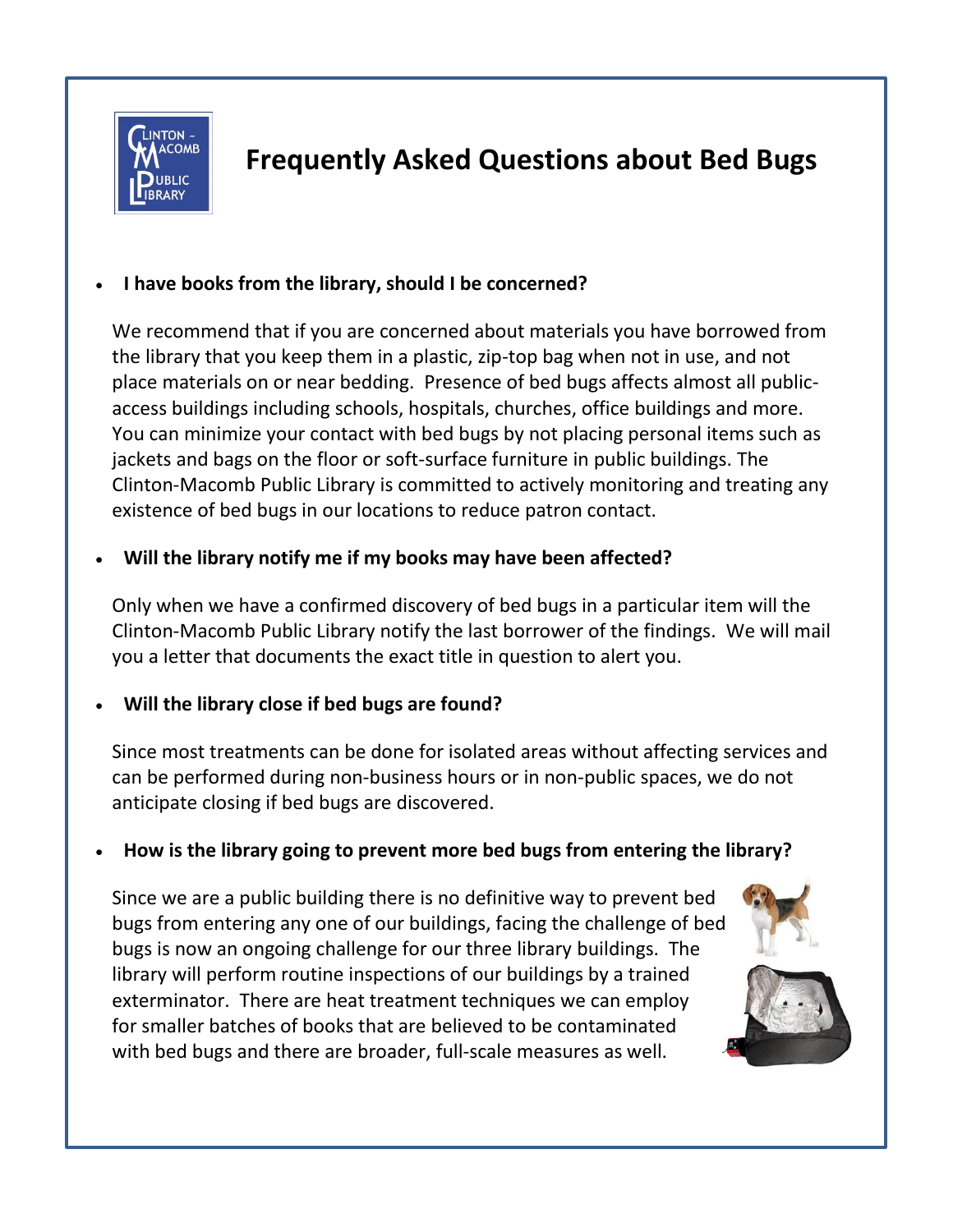# Frequently Asked Questions about Bed Bugs

- **I have books from the library, should I be concerned?**

  We recommend that if you are concerned about materials you have borrowed from the library that you keep them in a plastic, zip-top bag when not in use, and not place materials on or near bedding. Presence of bed bugs affects almost all public-access buildings including schools, hospitals, churches, office buildings and more. You can minimize your contact with bed bugs by not placing personal items such as jackets and bags on the floor or soft-surface furniture in public buildings. The Clinton-Macomb Public Library is committed to actively monitoring and treating any existence of bed bugs in our locations to reduce patron contact.

- **Will the library notify me if my books may have been affected?**

  Only when we have a confirmed discovery of bed bugs in a particular item will the Clinton-Macomb Public Library notify the last borrower of the findings. We will mail you a letter that documents the exact title in question to alert you.

- **Will the library close if bed bugs are found?**

  Since most treatments can be done for isolated areas without affecting services and can be performed during non-business hours or in non-public spaces, we do not anticipate closing if bed bugs are discovered.

- **How is the library going to prevent more bed bugs from entering the library?**

  Since we are a public building there is no definitive way to prevent bed bugs from entering any one of our buildings, facing the challenge of bed bugs is now an ongoing challenge for our three library buildings. The library will perform routine inspections of our buildings by a trained exterminator. There are heat treatment techniques we can employ for smaller batches of books that are believed to be contaminated with bed bugs and there are broader, full-scale measures as well.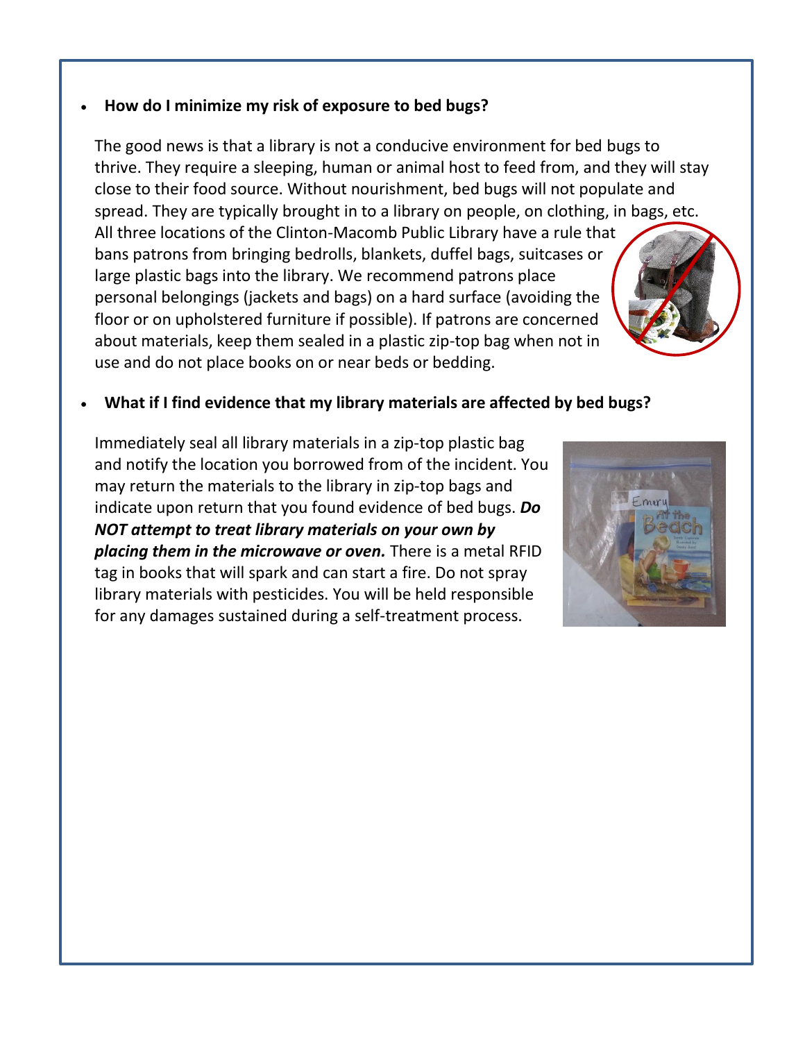- **How do I minimize my risk of exposure to bed bugs?**

The good news is that a library is not a conducive environment for bed bugs to thrive. They require a sleeping, human or animal host to feed from, and they will stay close to their food source. Without nourishment, bed bugs will not populate and spread. They are typically brought in to a library on people, on clothing, in bags, etc. All three locations of the Clinton-Macomb Public Library have a rule that bans patrons from bringing bedrolls, blankets, duffel bags, suitcases or large plastic bags into the library. We recommend patrons place personal belongings (jackets and bags) on a hard surface (avoiding the floor or on upholstered furniture if possible). If patrons are concerned about materials, keep them sealed in a plastic zip-top bag when not in use and do not place books on or near beds or bedding.

- **What if I find evidence that my library materials are affected by bed bugs?**

Immediately seal all library materials in a zip-top plastic bag and notify the location you borrowed from of the incident. You may return the materials to the library in zip-top bags and indicate upon return that you found evidence of bed bugs. ***Do NOT attempt to treat library materials on your own by placing them in the microwave or oven.*** There is a metal RFID tag in books that will spark and can start a fire. Do not spray library materials with pesticides. You will be held responsible for any damages sustained during a self-treatment process.